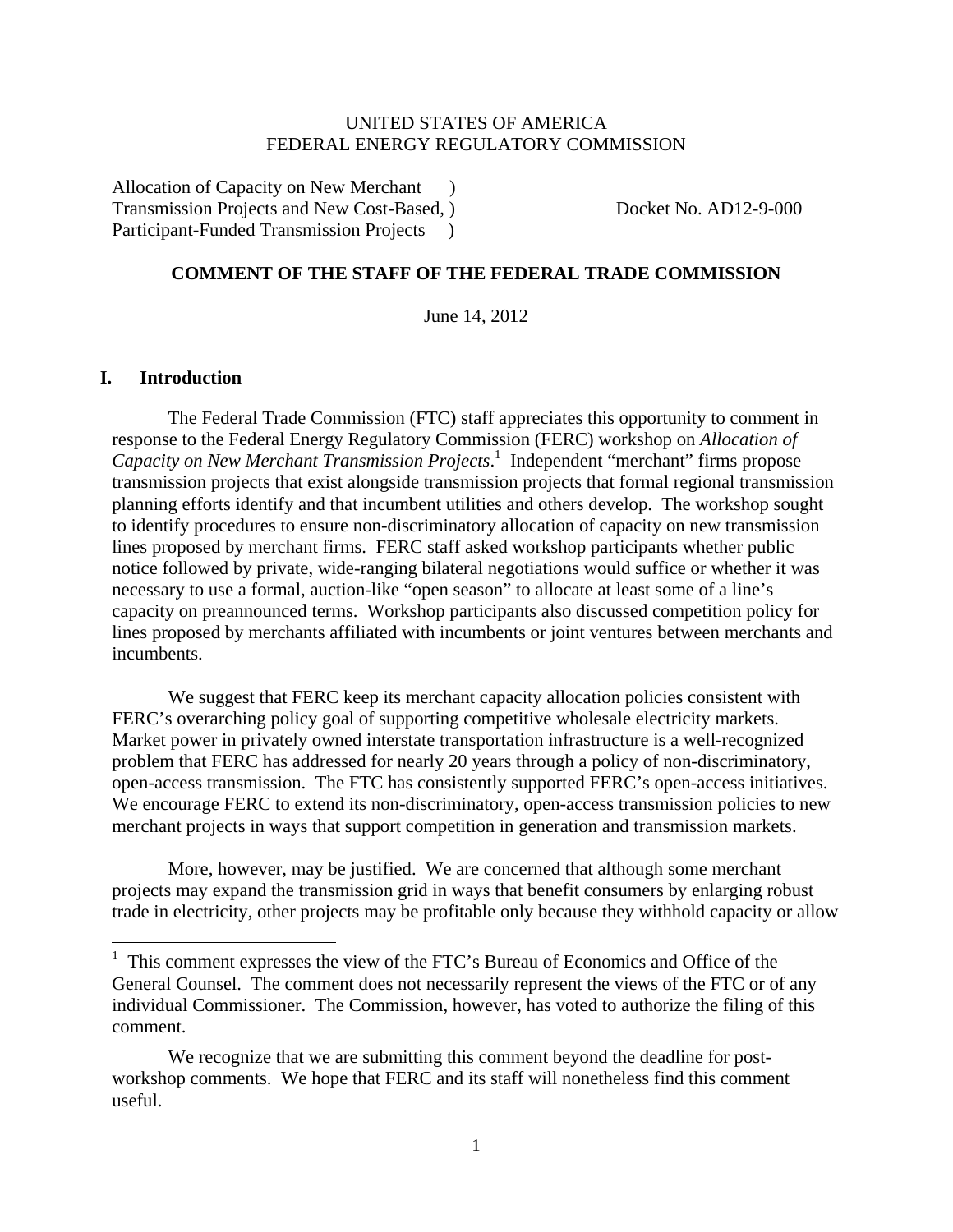UNITED STATES OF AMERICA
FEDERAL ENERGY REGULATORY COMMISSION

Allocation of Capacity on New Merchant )
Transmission Projects and New Cost-Based, ) Docket No. AD12-9-000
Participant-Funded Transmission Projects )

**COMMENT OF THE STAFF OF THE FEDERAL TRADE COMMISSION**

June 14, 2012

## I. Introduction

The Federal Trade Commission (FTC) staff appreciates this opportunity to comment in response to the Federal Energy Regulatory Commission (FERC) workshop on *Allocation of Capacity on New Merchant Transmission Projects*.[1] Independent "merchant" firms propose transmission projects that exist alongside transmission projects that formal regional transmission planning efforts identify and that incumbent utilities and others develop. The workshop sought to identify procedures to ensure non-discriminatory allocation of capacity on new transmission lines proposed by merchant firms. FERC staff asked workshop participants whether public notice followed by private, wide-ranging bilateral negotiations would suffice or whether it was necessary to use a formal, auction-like "open season" to allocate at least some of a line's capacity on preannounced terms. Workshop participants also discussed competition policy for lines proposed by merchants affiliated with incumbents or joint ventures between merchants and incumbents.

We suggest that FERC keep its merchant capacity allocation policies consistent with FERC's overarching policy goal of supporting competitive wholesale electricity markets. Market power in privately owned interstate transportation infrastructure is a well-recognized problem that FERC has addressed for nearly 20 years through a policy of non-discriminatory, open-access transmission. The FTC has consistently supported FERC's open-access initiatives. We encourage FERC to extend its non-discriminatory, open-access transmission policies to new merchant projects in ways that support competition in generation and transmission markets.

More, however, may be justified. We are concerned that although some merchant projects may expand the transmission grid in ways that benefit consumers by enlarging robust trade in electricity, other projects may be profitable only because they withhold capacity or allow

---

[1] This comment expresses the view of the FTC's Bureau of Economics and Office of the General Counsel. The comment does not necessarily represent the views of the FTC or of any individual Commissioner. The Commission, however, has voted to authorize the filing of this comment.

We recognize that we are submitting this comment beyond the deadline for post-workshop comments. We hope that FERC and its staff will nonetheless find this comment useful.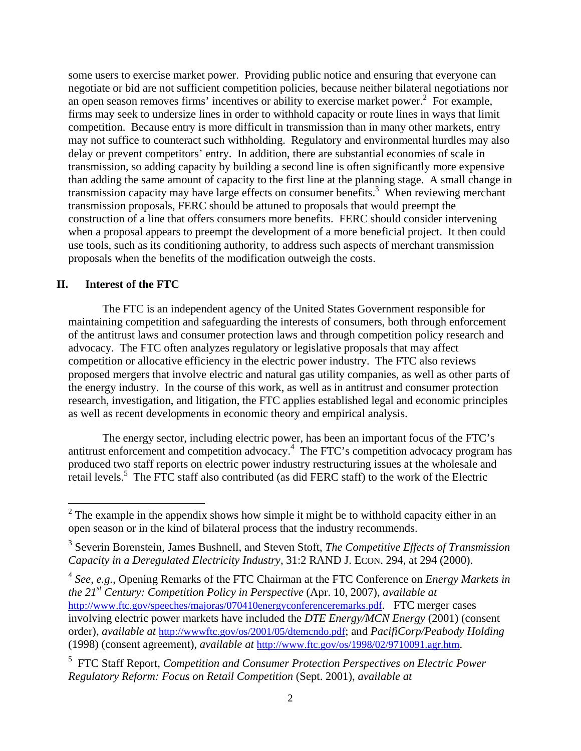some users to exercise market power. Providing public notice and ensuring that everyone can negotiate or bid are not sufficient competition policies, because neither bilateral negotiations nor an open season removes firms' incentives or ability to exercise market power.[2] For example, firms may seek to undersize lines in order to withhold capacity or route lines in ways that limit competition. Because entry is more difficult in transmission than in many other markets, entry may not suffice to counteract such withholding. Regulatory and environmental hurdles may also delay or prevent competitors' entry. In addition, there are substantial economies of scale in transmission, so adding capacity by building a second line is often significantly more expensive than adding the same amount of capacity to the first line at the planning stage. A small change in transmission capacity may have large effects on consumer benefits.[3] When reviewing merchant transmission proposals, FERC should be attuned to proposals that would preempt the construction of a line that offers consumers more benefits. FERC should consider intervening when a proposal appears to preempt the development of a more beneficial project. It then could use tools, such as its conditioning authority, to address such aspects of merchant transmission proposals when the benefits of the modification outweigh the costs.

## II. Interest of the FTC

The FTC is an independent agency of the United States Government responsible for maintaining competition and safeguarding the interests of consumers, both through enforcement of the antitrust laws and consumer protection laws and through competition policy research and advocacy. The FTC often analyzes regulatory or legislative proposals that may affect competition or allocative efficiency in the electric power industry. The FTC also reviews proposed mergers that involve electric and natural gas utility companies, as well as other parts of the energy industry. In the course of this work, as well as in antitrust and consumer protection research, investigation, and litigation, the FTC applies established legal and economic principles as well as recent developments in economic theory and empirical analysis.

The energy sector, including electric power, has been an important focus of the FTC's antitrust enforcement and competition advocacy.[4] The FTC's competition advocacy program has produced two staff reports on electric power industry restructuring issues at the wholesale and retail levels.[5] The FTC staff also contributed (as did FERC staff) to the work of the Electric

---

[2] The example in the appendix shows how simple it might be to withhold capacity either in an open season or in the kind of bilateral process that the industry recommends.

[3] Severin Borenstein, James Bushnell, and Steven Stoft, *The Competitive Effects of Transmission Capacity in a Deregulated Electricity Industry*, 31:2 RAND J. ECON. 294, at 294 (2000).

[4] *See, e.g.*, Opening Remarks of the FTC Chairman at the FTC Conference on *Energy Markets in the 21st Century: Competition Policy in Perspective* (Apr. 10, 2007), *available at* http://www.ftc.gov/speeches/majoras/070410energyconferenceremarks.pdf. FTC merger cases involving electric power markets have included the *DTE Energy/MCN Energy* (2001) (consent order), *available at* http://wwwftc.gov/os/2001/05/dtemcndo.pdf; and *PacifiCorp/Peabody Holding* (1998) (consent agreement), *available at* http://www.ftc.gov/os/1998/02/9710091.agr.htm.

[5] FTC Staff Report, *Competition and Consumer Protection Perspectives on Electric Power Regulatory Reform: Focus on Retail Competition* (Sept. 2001), *available at*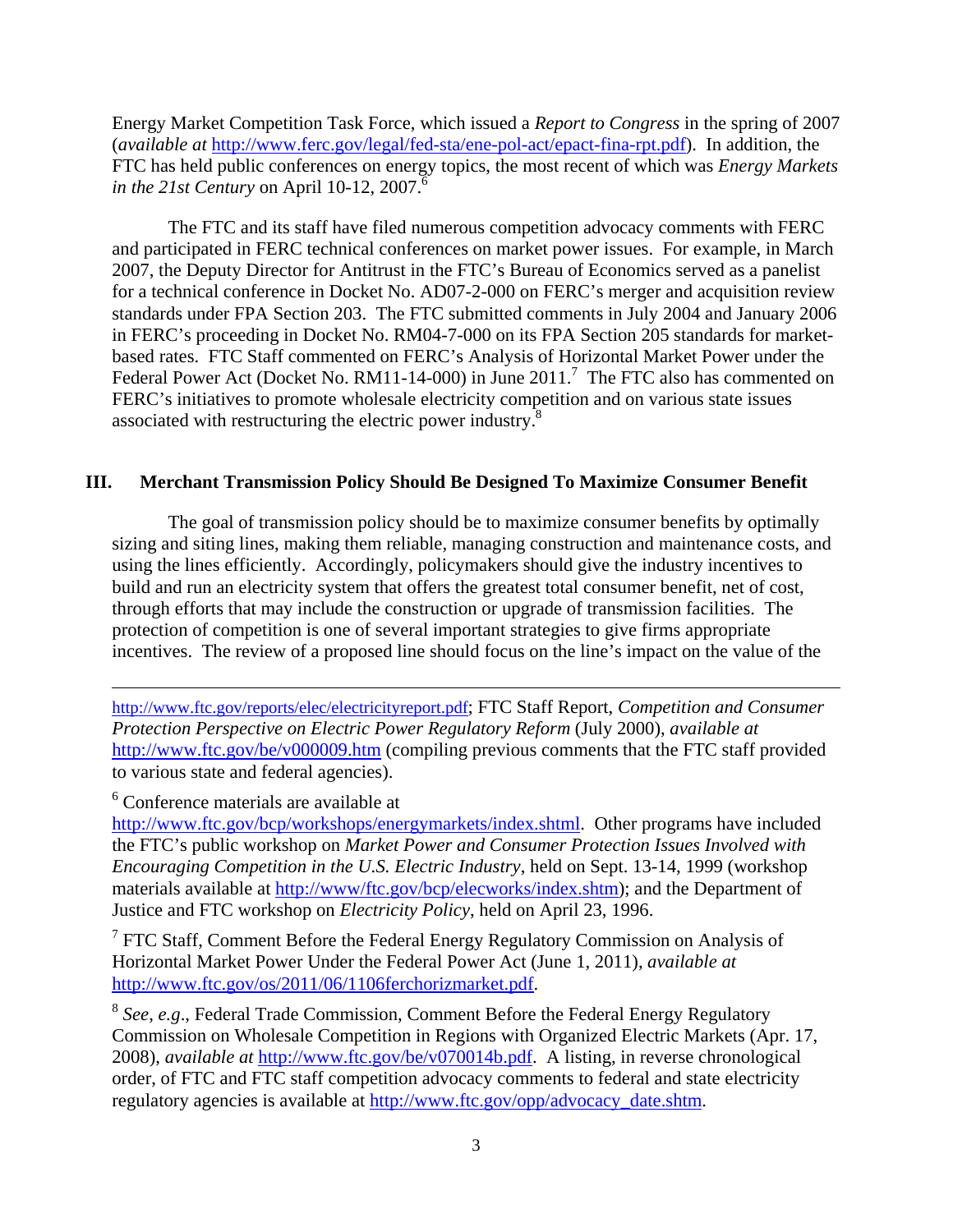Energy Market Competition Task Force, which issued a *Report to Congress* in the spring of 2007 (*available at* http://www.ferc.gov/legal/fed-sta/ene-pol-act/epact-fina-rpt.pdf). In addition, the FTC has held public conferences on energy topics, the most recent of which was *Energy Markets in the 21st Century* on April 10-12, 2007.[6]

The FTC and its staff have filed numerous competition advocacy comments with FERC and participated in FERC technical conferences on market power issues. For example, in March 2007, the Deputy Director for Antitrust in the FTC's Bureau of Economics served as a panelist for a technical conference in Docket No. AD07-2-000 on FERC's merger and acquisition review standards under FPA Section 203. The FTC submitted comments in July 2004 and January 2006 in FERC's proceeding in Docket No. RM04-7-000 on its FPA Section 205 standards for market-based rates. FTC Staff commented on FERC's Analysis of Horizontal Market Power under the Federal Power Act (Docket No. RM11-14-000) in June 2011.[7] The FTC also has commented on FERC's initiatives to promote wholesale electricity competition and on various state issues associated with restructuring the electric power industry.[8]

## III. Merchant Transmission Policy Should Be Designed To Maximize Consumer Benefit

The goal of transmission policy should be to maximize consumer benefits by optimally sizing and siting lines, making them reliable, managing construction and maintenance costs, and using the lines efficiently. Accordingly, policymakers should give the industry incentives to build and run an electricity system that offers the greatest total consumer benefit, net of cost, through efforts that may include the construction or upgrade of transmission facilities. The protection of competition is one of several important strategies to give firms appropriate incentives. The review of a proposed line should focus on the line's impact on the value of the

---

http://www.ftc.gov/reports/elec/electricityreport.pdf; FTC Staff Report, *Competition and Consumer Protection Perspective on Electric Power Regulatory Reform* (July 2000), *available at* http://www.ftc.gov/be/v000009.htm (compiling previous comments that the FTC staff provided to various state and federal agencies).

[6] Conference materials are available at http://www.ftc.gov/bcp/workshops/energymarkets/index.shtml. Other programs have included the FTC's public workshop on *Market Power and Consumer Protection Issues Involved with Encouraging Competition in the U.S. Electric Industry*, held on Sept. 13-14, 1999 (workshop materials available at http://www/ftc.gov/bcp/elecworks/index.shtm); and the Department of Justice and FTC workshop on *Electricity Policy*, held on April 23, 1996.

[7] FTC Staff, Comment Before the Federal Energy Regulatory Commission on Analysis of Horizontal Market Power Under the Federal Power Act (June 1, 2011), *available at* http://www.ftc.gov/os/2011/06/1106ferchorizmarket.pdf.

[8] *See*, *e.g*., Federal Trade Commission, Comment Before the Federal Energy Regulatory Commission on Wholesale Competition in Regions with Organized Electric Markets (Apr. 17, 2008), *available at* http://www.ftc.gov/be/v070014b.pdf. A listing, in reverse chronological order, of FTC and FTC staff competition advocacy comments to federal and state electricity regulatory agencies is available at http://www.ftc.gov/opp/advocacy_date.shtm.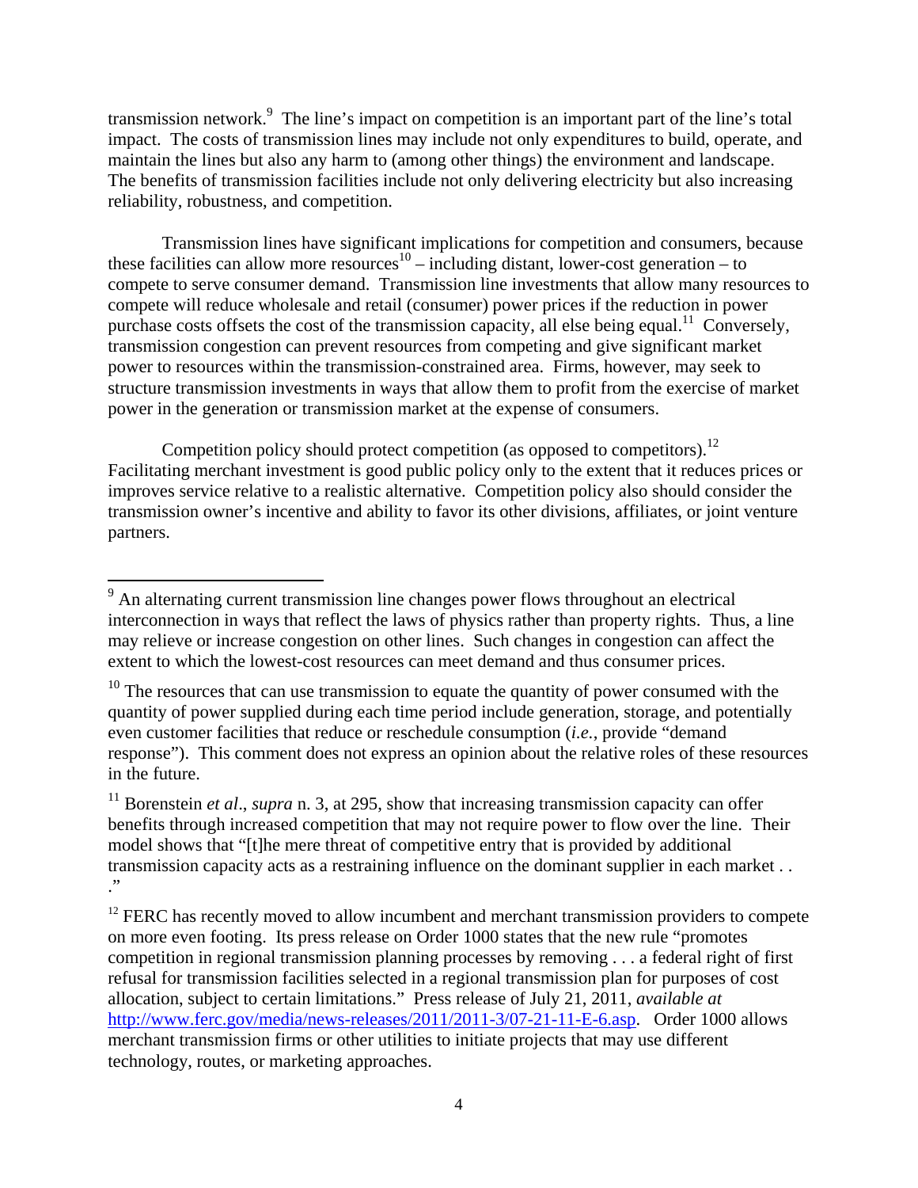transmission network.[9] The line's impact on competition is an important part of the line's total impact. The costs of transmission lines may include not only expenditures to build, operate, and maintain the lines but also any harm to (among other things) the environment and landscape. The benefits of transmission facilities include not only delivering electricity but also increasing reliability, robustness, and competition.

Transmission lines have significant implications for competition and consumers, because these facilities can allow more resources[10] – including distant, lower-cost generation – to compete to serve consumer demand. Transmission line investments that allow many resources to compete will reduce wholesale and retail (consumer) power prices if the reduction in power purchase costs offsets the cost of the transmission capacity, all else being equal.[11] Conversely, transmission congestion can prevent resources from competing and give significant market power to resources within the transmission-constrained area. Firms, however, may seek to structure transmission investments in ways that allow them to profit from the exercise of market power in the generation or transmission market at the expense of consumers.

Competition policy should protect competition (as opposed to competitors).[12] Facilitating merchant investment is good public policy only to the extent that it reduces prices or improves service relative to a realistic alternative. Competition policy also should consider the transmission owner's incentive and ability to favor its other divisions, affiliates, or joint venture partners.

---

[9] An alternating current transmission line changes power flows throughout an electrical interconnection in ways that reflect the laws of physics rather than property rights. Thus, a line may relieve or increase congestion on other lines. Such changes in congestion can affect the extent to which the lowest-cost resources can meet demand and thus consumer prices.

[10] The resources that can use transmission to equate the quantity of power consumed with the quantity of power supplied during each time period include generation, storage, and potentially even customer facilities that reduce or reschedule consumption (*i.e.*, provide "demand response"). This comment does not express an opinion about the relative roles of these resources in the future.

[11] Borenstein *et al*., *supra* n. 3, at 295, show that increasing transmission capacity can offer benefits through increased competition that may not require power to flow over the line. Their model shows that "[t]he mere threat of competitive entry that is provided by additional transmission capacity acts as a restraining influence on the dominant supplier in each market . . ."

[12] FERC has recently moved to allow incumbent and merchant transmission providers to compete on more even footing. Its press release on Order 1000 states that the new rule "promotes competition in regional transmission planning processes by removing . . . a federal right of first refusal for transmission facilities selected in a regional transmission plan for purposes of cost allocation, subject to certain limitations." Press release of July 21, 2011, *available at* [http://www.ferc.gov/media/news-releases/2011/2011-3/07-21-11-E-6.asp](http://www.ferc.gov/media/news-releases/2011/2011-3/07-21-11-E-6.asp). Order 1000 allows merchant transmission firms or other utilities to initiate projects that may use different technology, routes, or marketing approaches.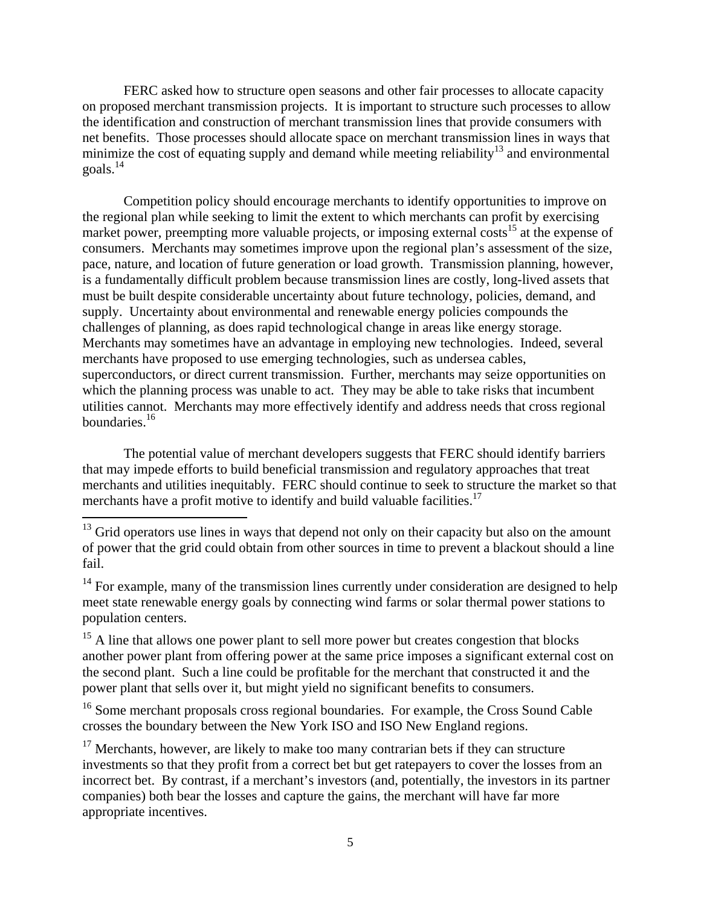FERC asked how to structure open seasons and other fair processes to allocate capacity on proposed merchant transmission projects. It is important to structure such processes to allow the identification and construction of merchant transmission lines that provide consumers with net benefits. Those processes should allocate space on merchant transmission lines in ways that minimize the cost of equating supply and demand while meeting reliability[13] and environmental goals.[14]

Competition policy should encourage merchants to identify opportunities to improve on the regional plan while seeking to limit the extent to which merchants can profit by exercising market power, preempting more valuable projects, or imposing external costs[15] at the expense of consumers. Merchants may sometimes improve upon the regional plan's assessment of the size, pace, nature, and location of future generation or load growth. Transmission planning, however, is a fundamentally difficult problem because transmission lines are costly, long-lived assets that must be built despite considerable uncertainty about future technology, policies, demand, and supply. Uncertainty about environmental and renewable energy policies compounds the challenges of planning, as does rapid technological change in areas like energy storage. Merchants may sometimes have an advantage in employing new technologies. Indeed, several merchants have proposed to use emerging technologies, such as undersea cables, superconductors, or direct current transmission. Further, merchants may seize opportunities on which the planning process was unable to act. They may be able to take risks that incumbent utilities cannot. Merchants may more effectively identify and address needs that cross regional boundaries.[16]

The potential value of merchant developers suggests that FERC should identify barriers that may impede efforts to build beneficial transmission and regulatory approaches that treat merchants and utilities inequitably. FERC should continue to seek to structure the market so that merchants have a profit motive to identify and build valuable facilities.[17]

---

[13] Grid operators use lines in ways that depend not only on their capacity but also on the amount of power that the grid could obtain from other sources in time to prevent a blackout should a line fail.

[14] For example, many of the transmission lines currently under consideration are designed to help meet state renewable energy goals by connecting wind farms or solar thermal power stations to population centers.

[15] A line that allows one power plant to sell more power but creates congestion that blocks another power plant from offering power at the same price imposes a significant external cost on the second plant. Such a line could be profitable for the merchant that constructed it and the power plant that sells over it, but might yield no significant benefits to consumers.

[16] Some merchant proposals cross regional boundaries. For example, the Cross Sound Cable crosses the boundary between the New York ISO and ISO New England regions.

[17] Merchants, however, are likely to make too many contrarian bets if they can structure investments so that they profit from a correct bet but get ratepayers to cover the losses from an incorrect bet. By contrast, if a merchant's investors (and, potentially, the investors in its partner companies) both bear the losses and capture the gains, the merchant will have far more appropriate incentives.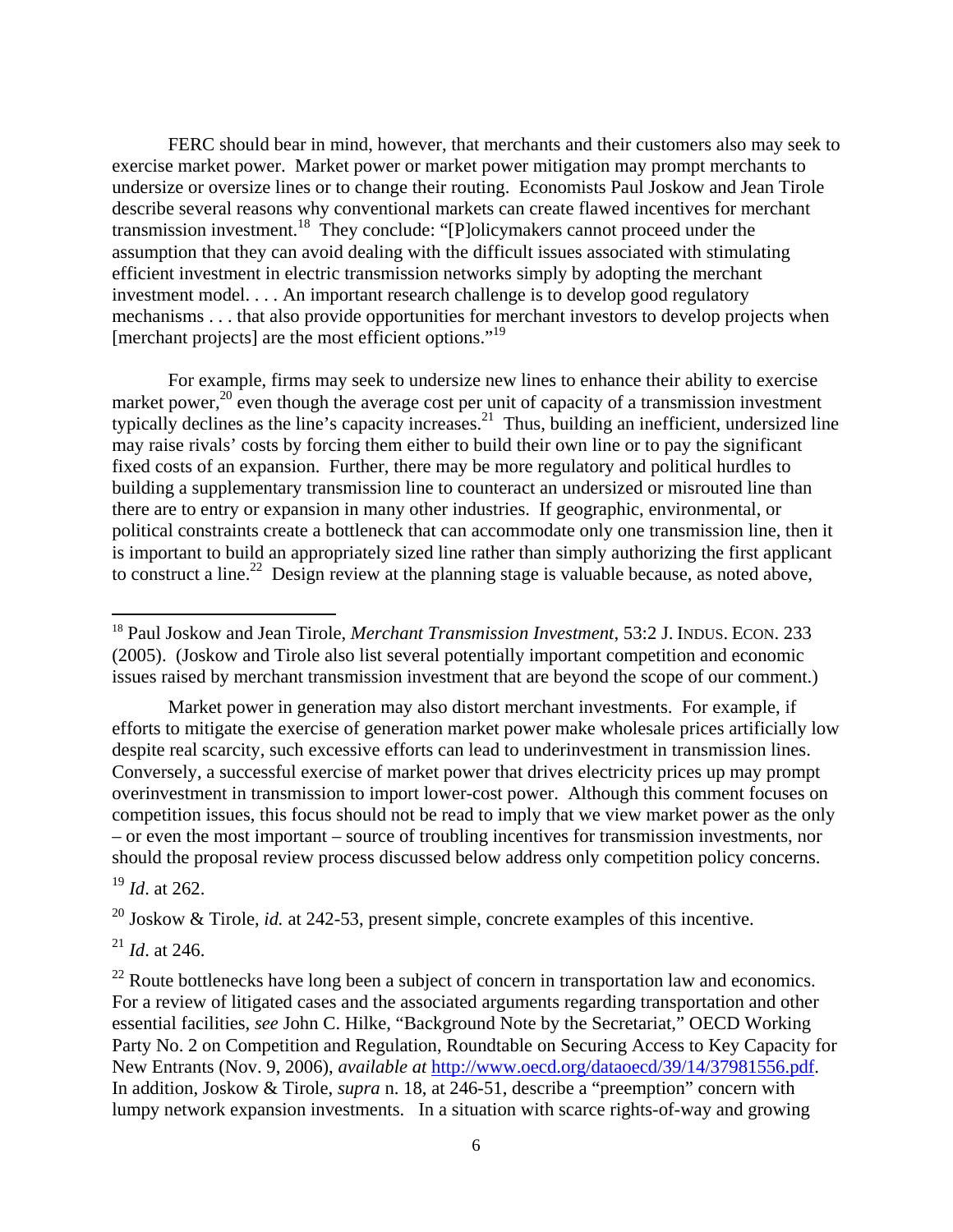FERC should bear in mind, however, that merchants and their customers also may seek to exercise market power. Market power or market power mitigation may prompt merchants to undersize or oversize lines or to change their routing. Economists Paul Joskow and Jean Tirole describe several reasons why conventional markets can create flawed incentives for merchant transmission investment.[18] They conclude: "[P]olicymakers cannot proceed under the assumption that they can avoid dealing with the difficult issues associated with stimulating efficient investment in electric transmission networks simply by adopting the merchant investment model. . . . An important research challenge is to develop good regulatory mechanisms . . . that also provide opportunities for merchant investors to develop projects when [merchant projects] are the most efficient options."[19]

For example, firms may seek to undersize new lines to enhance their ability to exercise market power,[20] even though the average cost per unit of capacity of a transmission investment typically declines as the line's capacity increases.[21] Thus, building an inefficient, undersized line may raise rivals' costs by forcing them either to build their own line or to pay the significant fixed costs of an expansion. Further, there may be more regulatory and political hurdles to building a supplementary transmission line to counteract an undersized or misrouted line than there are to entry or expansion in many other industries. If geographic, environmental, or political constraints create a bottleneck that can accommodate only one transmission line, then it is important to build an appropriately sized line rather than simply authorizing the first applicant to construct a line.[22] Design review at the planning stage is valuable because, as noted above,

---

[18] Paul Joskow and Jean Tirole, *Merchant Transmission Investment*, 53:2 J. INDUS. ECON. 233 (2005). (Joskow and Tirole also list several potentially important competition and economic issues raised by merchant transmission investment that are beyond the scope of our comment.)

Market power in generation may also distort merchant investments. For example, if efforts to mitigate the exercise of generation market power make wholesale prices artificially low despite real scarcity, such excessive efforts can lead to underinvestment in transmission lines. Conversely, a successful exercise of market power that drives electricity prices up may prompt overinvestment in transmission to import lower-cost power. Although this comment focuses on competition issues, this focus should not be read to imply that we view market power as the only – or even the most important – source of troubling incentives for transmission investments, nor should the proposal review process discussed below address only competition policy concerns.

[19] *Id*. at 262.

[20] Joskow & Tirole, *id.* at 242-53, present simple, concrete examples of this incentive.

[21] *Id*. at 246.

[22] Route bottlenecks have long been a subject of concern in transportation law and economics. For a review of litigated cases and the associated arguments regarding transportation and other essential facilities, *see* John C. Hilke, "Background Note by the Secretariat," OECD Working Party No. 2 on Competition and Regulation, Roundtable on Securing Access to Key Capacity for New Entrants (Nov. 9, 2006), *available at* http://www.oecd.org/dataoecd/39/14/37981556.pdf. In addition, Joskow & Tirole, *supra* n. 18, at 246-51, describe a "preemption" concern with lumpy network expansion investments. In a situation with scarce rights-of-way and growing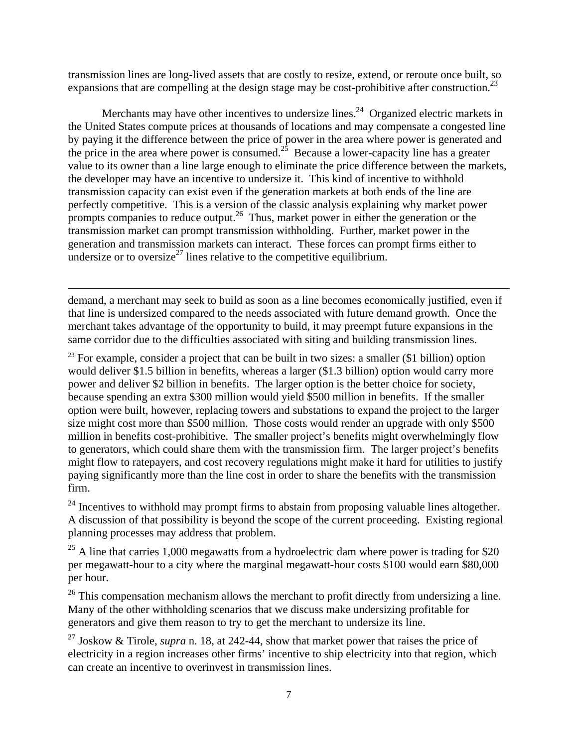transmission lines are long-lived assets that are costly to resize, extend, or reroute once built, so expansions that are compelling at the design stage may be cost-prohibitive after construction.[23]

Merchants may have other incentives to undersize lines.[24] Organized electric markets in the United States compute prices at thousands of locations and may compensate a congested line by paying it the difference between the price of power in the area where power is generated and the price in the area where power is consumed.[25] Because a lower-capacity line has a greater value to its owner than a line large enough to eliminate the price difference between the markets, the developer may have an incentive to undersize it. This kind of incentive to withhold transmission capacity can exist even if the generation markets at both ends of the line are perfectly competitive. This is a version of the classic analysis explaining why market power prompts companies to reduce output.[26] Thus, market power in either the generation or the transmission market can prompt transmission withholding. Further, market power in the generation and transmission markets can interact. These forces can prompt firms either to undersize or to oversize[27] lines relative to the competitive equilibrium.

---

demand, a merchant may seek to build as soon as a line becomes economically justified, even if that line is undersized compared to the needs associated with future demand growth. Once the merchant takes advantage of the opportunity to build, it may preempt future expansions in the same corridor due to the difficulties associated with siting and building transmission lines.

[23] For example, consider a project that can be built in two sizes: a smaller ($1 billion) option would deliver $1.5 billion in benefits, whereas a larger ($1.3 billion) option would carry more power and deliver $2 billion in benefits. The larger option is the better choice for society, because spending an extra $300 million would yield $500 million in benefits. If the smaller option were built, however, replacing towers and substations to expand the project to the larger size might cost more than $500 million. Those costs would render an upgrade with only $500 million in benefits cost-prohibitive. The smaller project's benefits might overwhelmingly flow to generators, which could share them with the transmission firm. The larger project's benefits might flow to ratepayers, and cost recovery regulations might make it hard for utilities to justify paying significantly more than the line cost in order to share the benefits with the transmission firm.

[24] Incentives to withhold may prompt firms to abstain from proposing valuable lines altogether. A discussion of that possibility is beyond the scope of the current proceeding. Existing regional planning processes may address that problem.

[25] A line that carries 1,000 megawatts from a hydroelectric dam where power is trading for $20 per megawatt-hour to a city where the marginal megawatt-hour costs $100 would earn $80,000 per hour.

[26] This compensation mechanism allows the merchant to profit directly from undersizing a line. Many of the other withholding scenarios that we discuss make undersizing profitable for generators and give them reason to try to get the merchant to undersize its line.

[27] Joskow & Tirole, *supra* n. 18, at 242-44, show that market power that raises the price of electricity in a region increases other firms' incentive to ship electricity into that region, which can create an incentive to overinvest in transmission lines.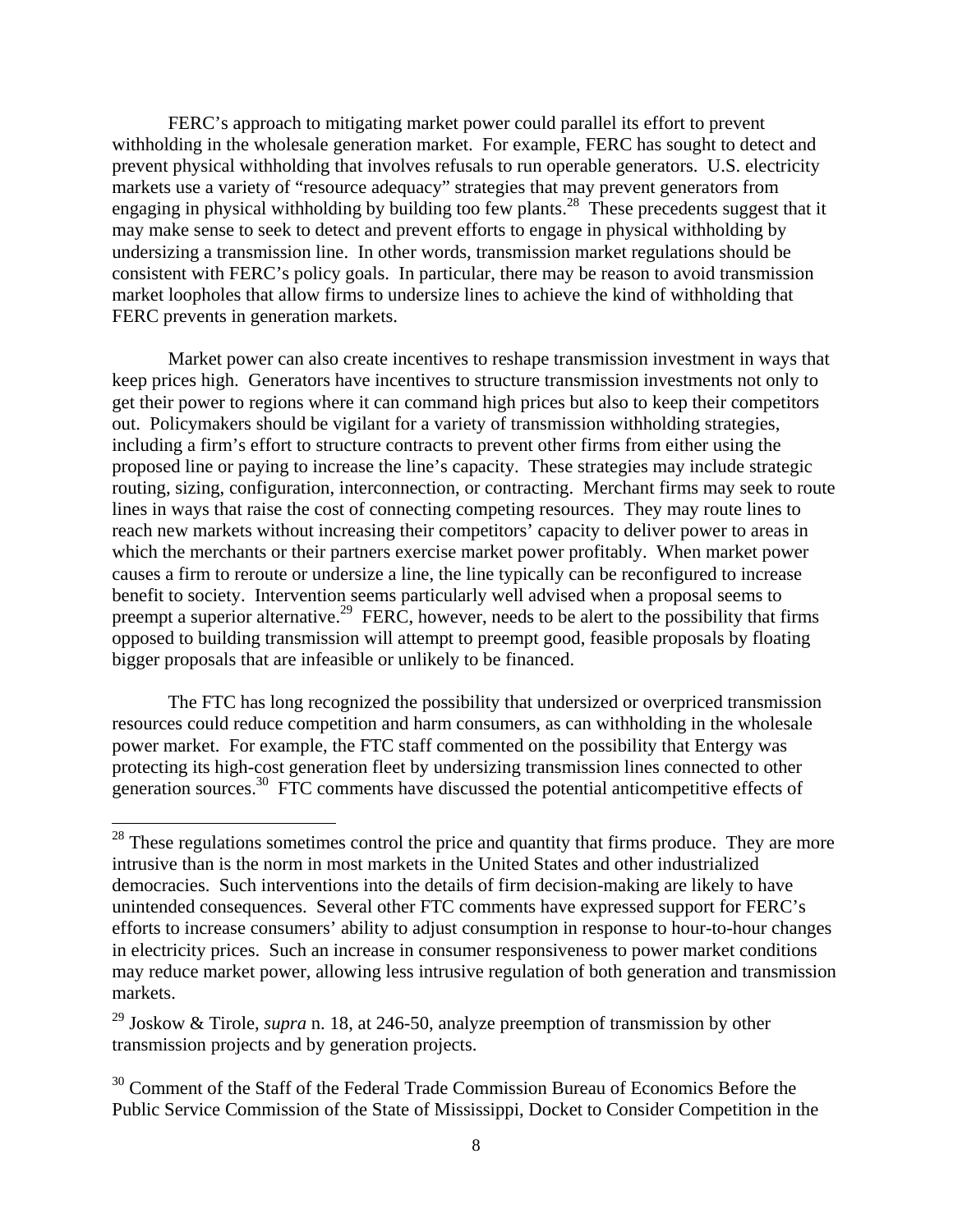FERC's approach to mitigating market power could parallel its effort to prevent withholding in the wholesale generation market. For example, FERC has sought to detect and prevent physical withholding that involves refusals to run operable generators. U.S. electricity markets use a variety of "resource adequacy" strategies that may prevent generators from engaging in physical withholding by building too few plants.[28] These precedents suggest that it may make sense to seek to detect and prevent efforts to engage in physical withholding by undersizing a transmission line. In other words, transmission market regulations should be consistent with FERC's policy goals. In particular, there may be reason to avoid transmission market loopholes that allow firms to undersize lines to achieve the kind of withholding that FERC prevents in generation markets.

Market power can also create incentives to reshape transmission investment in ways that keep prices high. Generators have incentives to structure transmission investments not only to get their power to regions where it can command high prices but also to keep their competitors out. Policymakers should be vigilant for a variety of transmission withholding strategies, including a firm's effort to structure contracts to prevent other firms from either using the proposed line or paying to increase the line's capacity. These strategies may include strategic routing, sizing, configuration, interconnection, or contracting. Merchant firms may seek to route lines in ways that raise the cost of connecting competing resources. They may route lines to reach new markets without increasing their competitors' capacity to deliver power to areas in which the merchants or their partners exercise market power profitably. When market power causes a firm to reroute or undersize a line, the line typically can be reconfigured to increase benefit to society. Intervention seems particularly well advised when a proposal seems to preempt a superior alternative.[29] FERC, however, needs to be alert to the possibility that firms opposed to building transmission will attempt to preempt good, feasible proposals by floating bigger proposals that are infeasible or unlikely to be financed.

The FTC has long recognized the possibility that undersized or overpriced transmission resources could reduce competition and harm consumers, as can withholding in the wholesale power market. For example, the FTC staff commented on the possibility that Entergy was protecting its high-cost generation fleet by undersizing transmission lines connected to other generation sources.[30] FTC comments have discussed the potential anticompetitive effects of

---

[28] These regulations sometimes control the price and quantity that firms produce. They are more intrusive than is the norm in most markets in the United States and other industrialized democracies. Such interventions into the details of firm decision-making are likely to have unintended consequences. Several other FTC comments have expressed support for FERC's efforts to increase consumers' ability to adjust consumption in response to hour-to-hour changes in electricity prices. Such an increase in consumer responsiveness to power market conditions may reduce market power, allowing less intrusive regulation of both generation and transmission markets.

[29] Joskow & Tirole, *supra* n. 18, at 246-50, analyze preemption of transmission by other transmission projects and by generation projects.

[30] Comment of the Staff of the Federal Trade Commission Bureau of Economics Before the Public Service Commission of the State of Mississippi, Docket to Consider Competition in the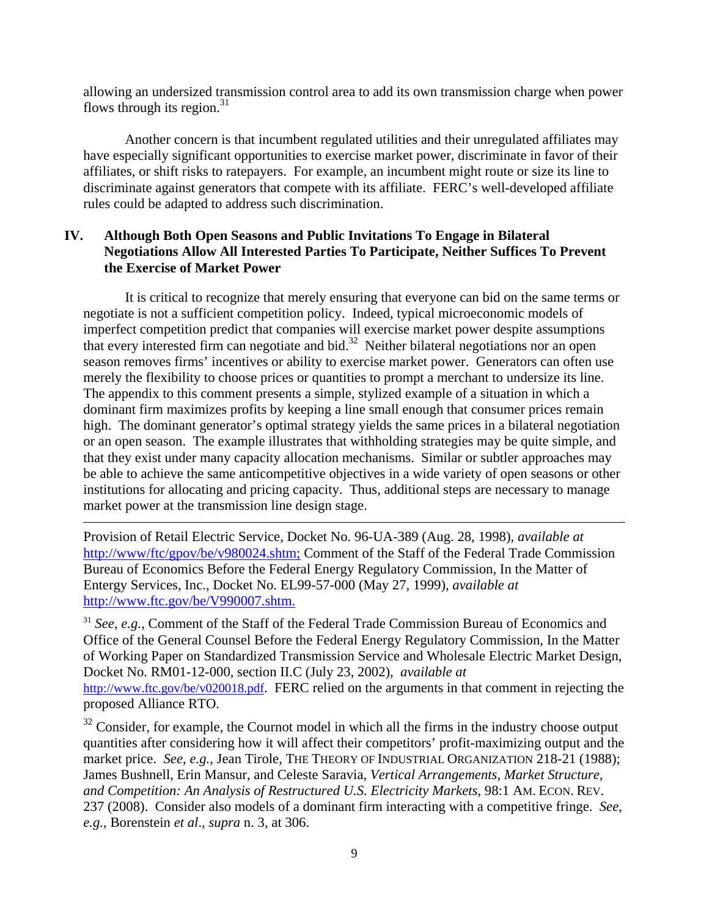allowing an undersized transmission control area to add its own transmission charge when power flows through its region.[31]

Another concern is that incumbent regulated utilities and their unregulated affiliates may have especially significant opportunities to exercise market power, discriminate in favor of their affiliates, or shift risks to ratepayers. For example, an incumbent might route or size its line to discriminate against generators that compete with its affiliate. FERC's well-developed affiliate rules could be adapted to address such discrimination.

## IV. Although Both Open Seasons and Public Invitations To Engage in Bilateral Negotiations Allow All Interested Parties To Participate, Neither Suffices To Prevent the Exercise of Market Power

It is critical to recognize that merely ensuring that everyone can bid on the same terms or negotiate is not a sufficient competition policy. Indeed, typical microeconomic models of imperfect competition predict that companies will exercise market power despite assumptions that every interested firm can negotiate and bid.[32] Neither bilateral negotiations nor an open season removes firms' incentives or ability to exercise market power. Generators can often use merely the flexibility to choose prices or quantities to prompt a merchant to undersize its line. The appendix to this comment presents a simple, stylized example of a situation in which a dominant firm maximizes profits by keeping a line small enough that consumer prices remain high. The dominant generator's optimal strategy yields the same prices in a bilateral negotiation or an open season. The example illustrates that withholding strategies may be quite simple, and that they exist under many capacity allocation mechanisms. Similar or subtler approaches may be able to achieve the same anticompetitive objectives in a wide variety of open seasons or other institutions for allocating and pricing capacity. Thus, additional steps are necessary to manage market power at the transmission line design stage.

---

Provision of Retail Electric Service, Docket No. 96-UA-389 (Aug. 28, 1998), *available at* http://www/ftc/gpov/be/v980024.shtm; Comment of the Staff of the Federal Trade Commission Bureau of Economics Before the Federal Energy Regulatory Commission, In the Matter of Entergy Services, Inc., Docket No. EL99-57-000 (May 27, 1999), *available at* http://www.ftc.gov/be/V990007.shtm.

[31] *See*, *e.g.*, Comment of the Staff of the Federal Trade Commission Bureau of Economics and Office of the General Counsel Before the Federal Energy Regulatory Commission, In the Matter of Working Paper on Standardized Transmission Service and Wholesale Electric Market Design, Docket No. RM01-12-000, section II.C (July 23, 2002), *available at* http://www.ftc.gov/be/v020018.pdf. FERC relied on the arguments in that comment in rejecting the proposed Alliance RTO.

[32] Consider, for example, the Cournot model in which all the firms in the industry choose output quantities after considering how it will affect their competitors' profit-maximizing output and the market price. *See*, *e.g.*, Jean Tirole, THE THEORY OF INDUSTRIAL ORGANIZATION 218-21 (1988); James Bushnell, Erin Mansur, and Celeste Saravia, *Vertical Arrangements*, *Market Structure, and Competition: An Analysis of Restructured U.S. Electricity Markets*, 98:1 AM. ECON. REV. 237 (2008). Consider also models of a dominant firm interacting with a competitive fringe. *See*, *e.g.*, Borenstein *et al*., *supra* n. 3, at 306.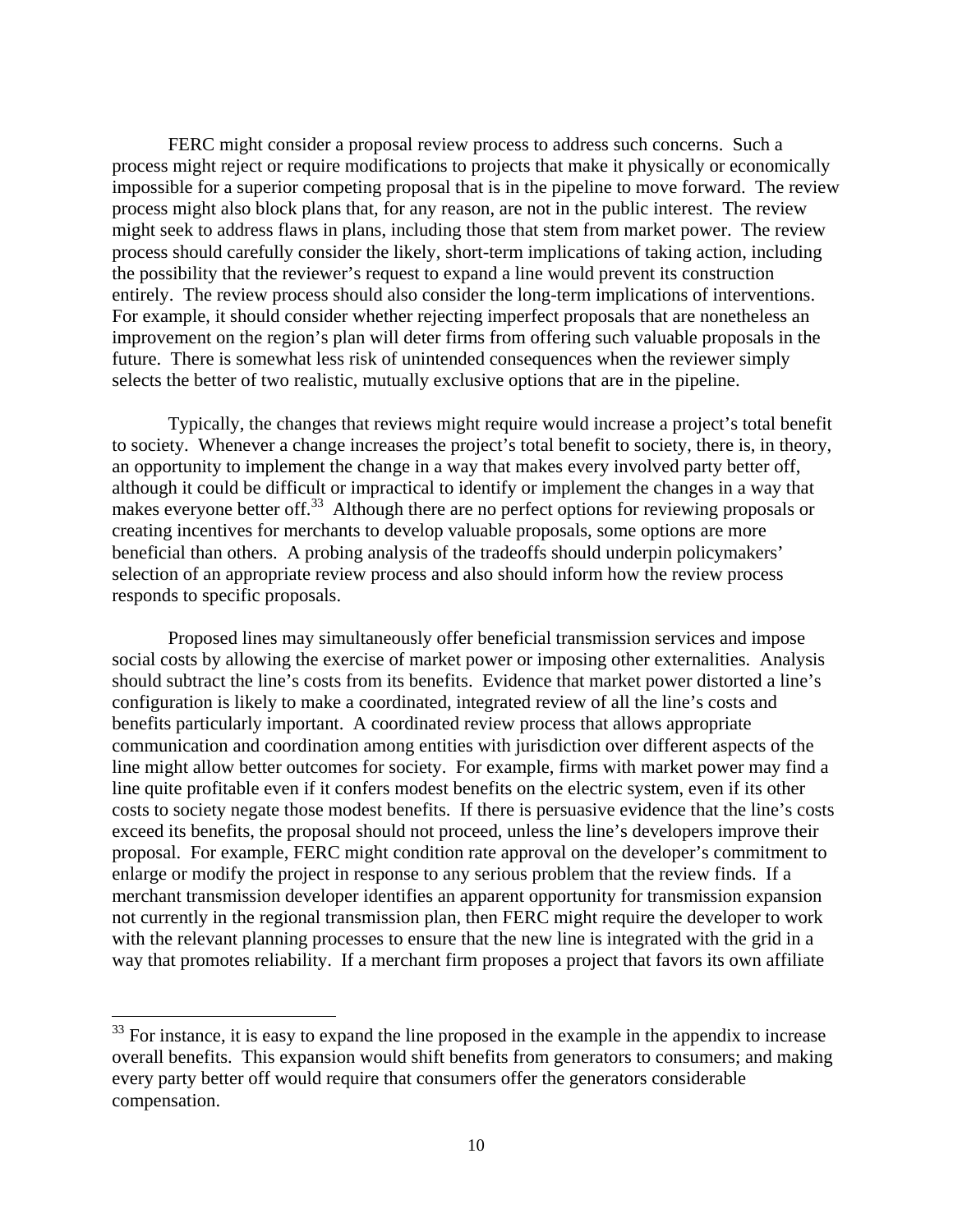FERC might consider a proposal review process to address such concerns. Such a process might reject or require modifications to projects that make it physically or economically impossible for a superior competing proposal that is in the pipeline to move forward. The review process might also block plans that, for any reason, are not in the public interest. The review might seek to address flaws in plans, including those that stem from market power. The review process should carefully consider the likely, short-term implications of taking action, including the possibility that the reviewer's request to expand a line would prevent its construction entirely. The review process should also consider the long-term implications of interventions. For example, it should consider whether rejecting imperfect proposals that are nonetheless an improvement on the region's plan will deter firms from offering such valuable proposals in the future. There is somewhat less risk of unintended consequences when the reviewer simply selects the better of two realistic, mutually exclusive options that are in the pipeline.

Typically, the changes that reviews might require would increase a project's total benefit to society. Whenever a change increases the project's total benefit to society, there is, in theory, an opportunity to implement the change in a way that makes every involved party better off, although it could be difficult or impractical to identify or implement the changes in a way that makes everyone better off.[33] Although there are no perfect options for reviewing proposals or creating incentives for merchants to develop valuable proposals, some options are more beneficial than others. A probing analysis of the tradeoffs should underpin policymakers' selection of an appropriate review process and also should inform how the review process responds to specific proposals.

Proposed lines may simultaneously offer beneficial transmission services and impose social costs by allowing the exercise of market power or imposing other externalities. Analysis should subtract the line's costs from its benefits. Evidence that market power distorted a line's configuration is likely to make a coordinated, integrated review of all the line's costs and benefits particularly important. A coordinated review process that allows appropriate communication and coordination among entities with jurisdiction over different aspects of the line might allow better outcomes for society. For example, firms with market power may find a line quite profitable even if it confers modest benefits on the electric system, even if its other costs to society negate those modest benefits. If there is persuasive evidence that the line's costs exceed its benefits, the proposal should not proceed, unless the line's developers improve their proposal. For example, FERC might condition rate approval on the developer's commitment to enlarge or modify the project in response to any serious problem that the review finds. If a merchant transmission developer identifies an apparent opportunity for transmission expansion not currently in the regional transmission plan, then FERC might require the developer to work with the relevant planning processes to ensure that the new line is integrated with the grid in a way that promotes reliability. If a merchant firm proposes a project that favors its own affiliate

[33] For instance, it is easy to expand the line proposed in the example in the appendix to increase overall benefits. This expansion would shift benefits from generators to consumers; and making every party better off would require that consumers offer the generators considerable compensation.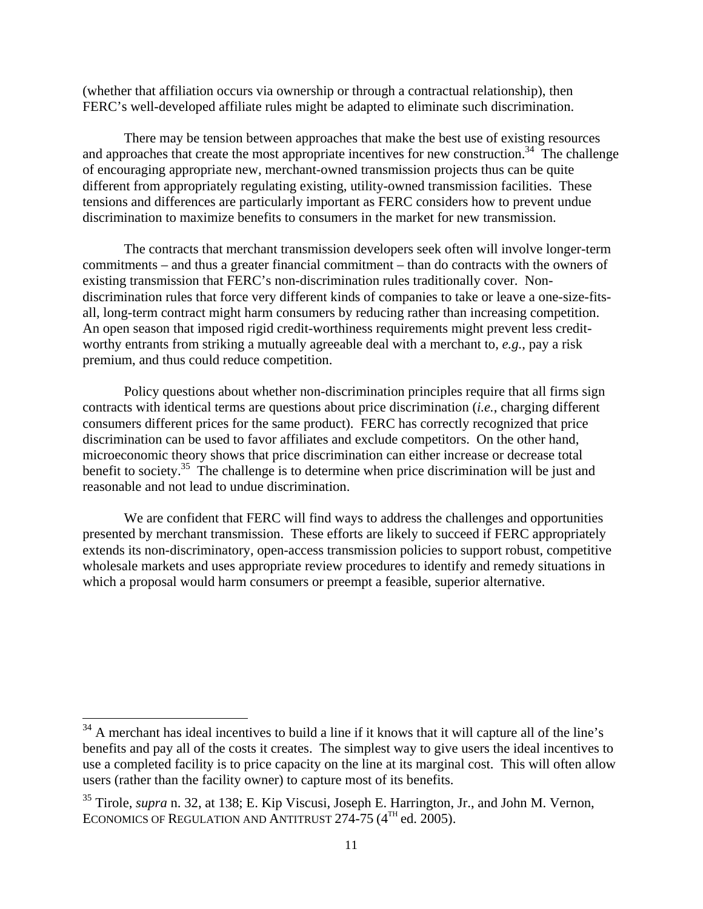(whether that affiliation occurs via ownership or through a contractual relationship), then FERC's well-developed affiliate rules might be adapted to eliminate such discrimination.

There may be tension between approaches that make the best use of existing resources and approaches that create the most appropriate incentives for new construction.[34] The challenge of encouraging appropriate new, merchant-owned transmission projects thus can be quite different from appropriately regulating existing, utility-owned transmission facilities. These tensions and differences are particularly important as FERC considers how to prevent undue discrimination to maximize benefits to consumers in the market for new transmission.

The contracts that merchant transmission developers seek often will involve longer-term commitments – and thus a greater financial commitment – than do contracts with the owners of existing transmission that FERC's non-discrimination rules traditionally cover. Non-discrimination rules that force very different kinds of companies to take or leave a one-size-fits-all, long-term contract might harm consumers by reducing rather than increasing competition. An open season that imposed rigid credit-worthiness requirements might prevent less credit-worthy entrants from striking a mutually agreeable deal with a merchant to, *e.g.*, pay a risk premium, and thus could reduce competition.

Policy questions about whether non-discrimination principles require that all firms sign contracts with identical terms are questions about price discrimination (*i.e.*, charging different consumers different prices for the same product). FERC has correctly recognized that price discrimination can be used to favor affiliates and exclude competitors. On the other hand, microeconomic theory shows that price discrimination can either increase or decrease total benefit to society.[35] The challenge is to determine when price discrimination will be just and reasonable and not lead to undue discrimination.

We are confident that FERC will find ways to address the challenges and opportunities presented by merchant transmission. These efforts are likely to succeed if FERC appropriately extends its non-discriminatory, open-access transmission policies to support robust, competitive wholesale markets and uses appropriate review procedures to identify and remedy situations in which a proposal would harm consumers or preempt a feasible, superior alternative.

---

[34] A merchant has ideal incentives to build a line if it knows that it will capture all of the line's benefits and pay all of the costs it creates. The simplest way to give users the ideal incentives to use a completed facility is to price capacity on the line at its marginal cost. This will often allow users (rather than the facility owner) to capture most of its benefits.

[35] Tirole, *supra* n. 32, at 138; E. Kip Viscusi, Joseph E. Harrington, Jr., and John M. Vernon, ECONOMICS OF REGULATION AND ANTITRUST 274-75 (4TH ed. 2005).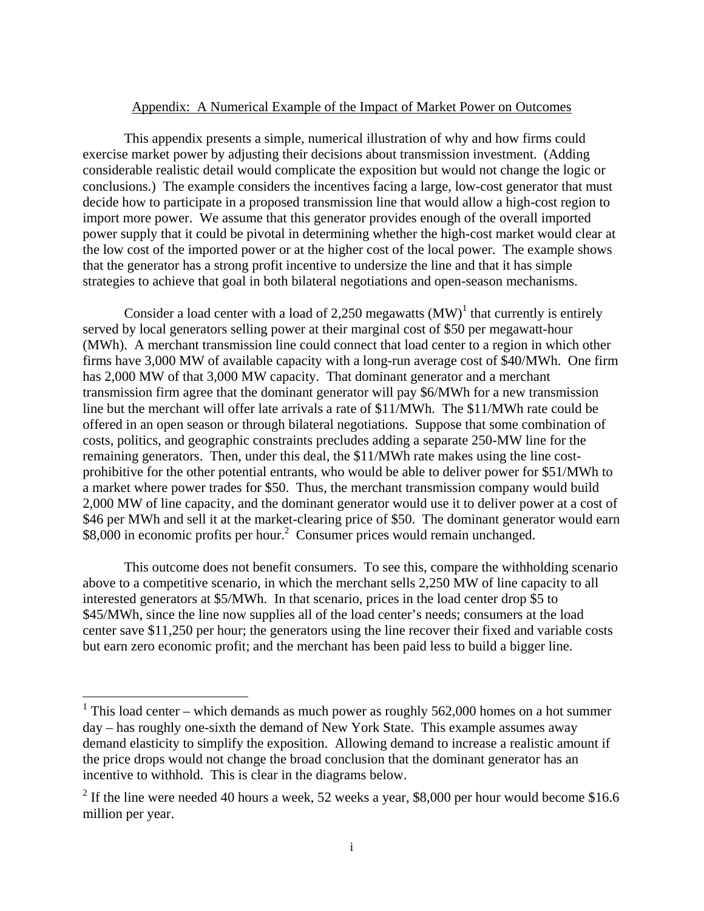## Appendix: A Numerical Example of the Impact of Market Power on Outcomes

This appendix presents a simple, numerical illustration of why and how firms could exercise market power by adjusting their decisions about transmission investment. (Adding considerable realistic detail would complicate the exposition but would not change the logic or conclusions.) The example considers the incentives facing a large, low-cost generator that must decide how to participate in a proposed transmission line that would allow a high-cost region to import more power. We assume that this generator provides enough of the overall imported power supply that it could be pivotal in determining whether the high-cost market would clear at the low cost of the imported power or at the higher cost of the local power. The example shows that the generator has a strong profit incentive to undersize the line and that it has simple strategies to achieve that goal in both bilateral negotiations and open-season mechanisms.

Consider a load center with a load of 2,250 megawatts (MW)[1] that currently is entirely served by local generators selling power at their marginal cost of \$50 per megawatt-hour (MWh). A merchant transmission line could connect that load center to a region in which other firms have 3,000 MW of available capacity with a long-run average cost of \$40/MWh. One firm has 2,000 MW of that 3,000 MW capacity. That dominant generator and a merchant transmission firm agree that the dominant generator will pay \$6/MWh for a new transmission line but the merchant will offer late arrivals a rate of \$11/MWh. The \$11/MWh rate could be offered in an open season or through bilateral negotiations. Suppose that some combination of costs, politics, and geographic constraints precludes adding a separate 250-MW line for the remaining generators. Then, under this deal, the \$11/MWh rate makes using the line cost-prohibitive for the other potential entrants, who would be able to deliver power for \$51/MWh to a market where power trades for \$50. Thus, the merchant transmission company would build 2,000 MW of line capacity, and the dominant generator would use it to deliver power at a cost of \$46 per MWh and sell it at the market-clearing price of \$50. The dominant generator would earn \$8,000 in economic profits per hour.[2] Consumer prices would remain unchanged.

This outcome does not benefit consumers. To see this, compare the withholding scenario above to a competitive scenario, in which the merchant sells 2,250 MW of line capacity to all interested generators at \$5/MWh. In that scenario, prices in the load center drop \$5 to \$45/MWh, since the line now supplies all of the load center's needs; consumers at the load center save \$11,250 per hour; the generators using the line recover their fixed and variable costs but earn zero economic profit; and the merchant has been paid less to build a bigger line.

---

[1] This load center – which demands as much power as roughly 562,000 homes on a hot summer day – has roughly one-sixth the demand of New York State. This example assumes away demand elasticity to simplify the exposition. Allowing demand to increase a realistic amount if the price drops would not change the broad conclusion that the dominant generator has an incentive to withhold. This is clear in the diagrams below.

[2] If the line were needed 40 hours a week, 52 weeks a year, \$8,000 per hour would become \$16.6 million per year.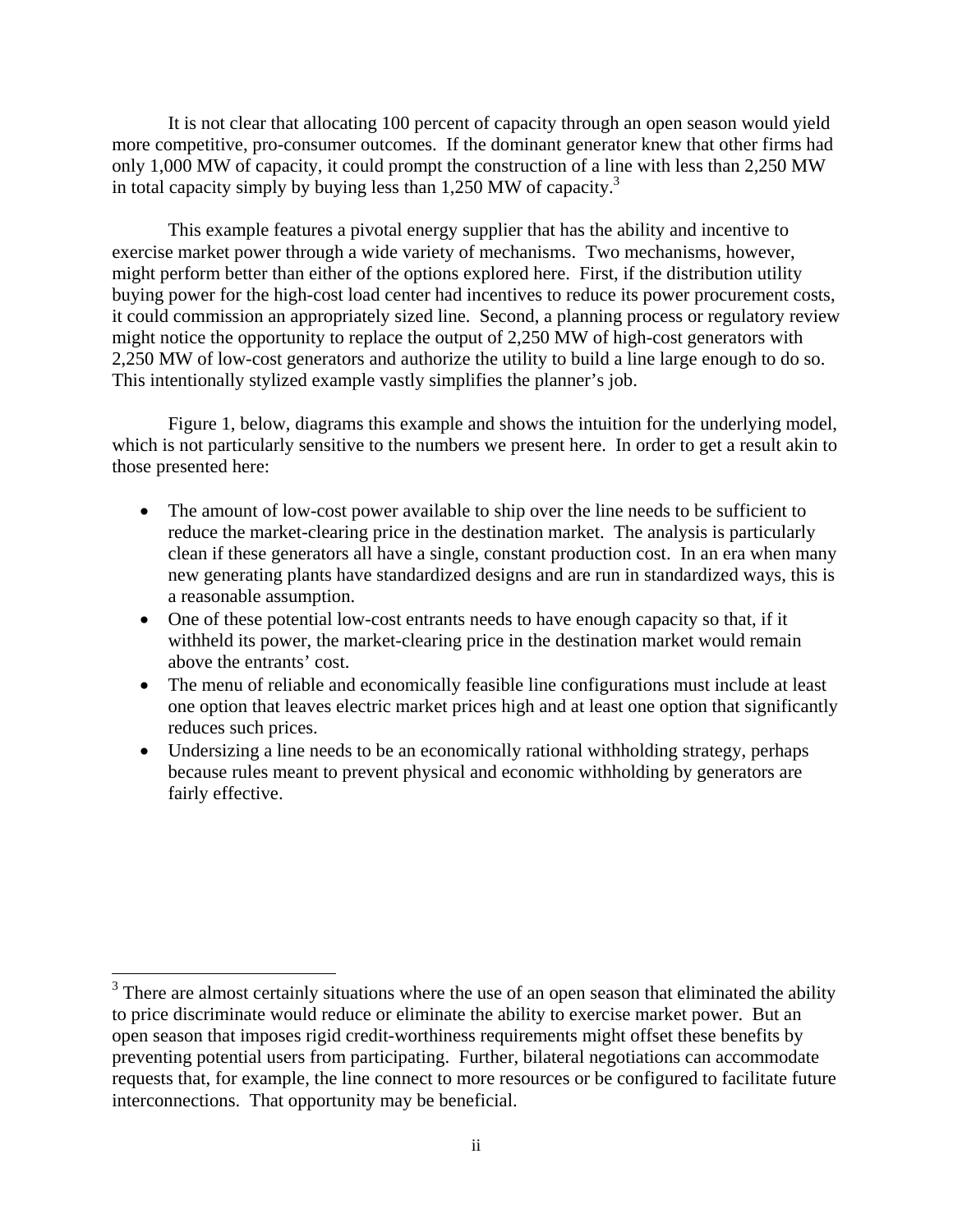It is not clear that allocating 100 percent of capacity through an open season would yield more competitive, pro-consumer outcomes. If the dominant generator knew that other firms had only 1,000 MW of capacity, it could prompt the construction of a line with less than 2,250 MW in total capacity simply by buying less than 1,250 MW of capacity.[3]

This example features a pivotal energy supplier that has the ability and incentive to exercise market power through a wide variety of mechanisms. Two mechanisms, however, might perform better than either of the options explored here. First, if the distribution utility buying power for the high-cost load center had incentives to reduce its power procurement costs, it could commission an appropriately sized line. Second, a planning process or regulatory review might notice the opportunity to replace the output of 2,250 MW of high-cost generators with 2,250 MW of low-cost generators and authorize the utility to build a line large enough to do so. This intentionally stylized example vastly simplifies the planner's job.

Figure 1, below, diagrams this example and shows the intuition for the underlying model, which is not particularly sensitive to the numbers we present here. In order to get a result akin to those presented here:

- The amount of low-cost power available to ship over the line needs to be sufficient to reduce the market-clearing price in the destination market. The analysis is particularly clean if these generators all have a single, constant production cost. In an era when many new generating plants have standardized designs and are run in standardized ways, this is a reasonable assumption.
- One of these potential low-cost entrants needs to have enough capacity so that, if it withheld its power, the market-clearing price in the destination market would remain above the entrants' cost.
- The menu of reliable and economically feasible line configurations must include at least one option that leaves electric market prices high and at least one option that significantly reduces such prices.
- Undersizing a line needs to be an economically rational withholding strategy, perhaps because rules meant to prevent physical and economic withholding by generators are fairly effective.

[3] There are almost certainly situations where the use of an open season that eliminated the ability to price discriminate would reduce or eliminate the ability to exercise market power. But an open season that imposes rigid credit-worthiness requirements might offset these benefits by preventing potential users from participating. Further, bilateral negotiations can accommodate requests that, for example, the line connect to more resources or be configured to facilitate future interconnections. That opportunity may be beneficial.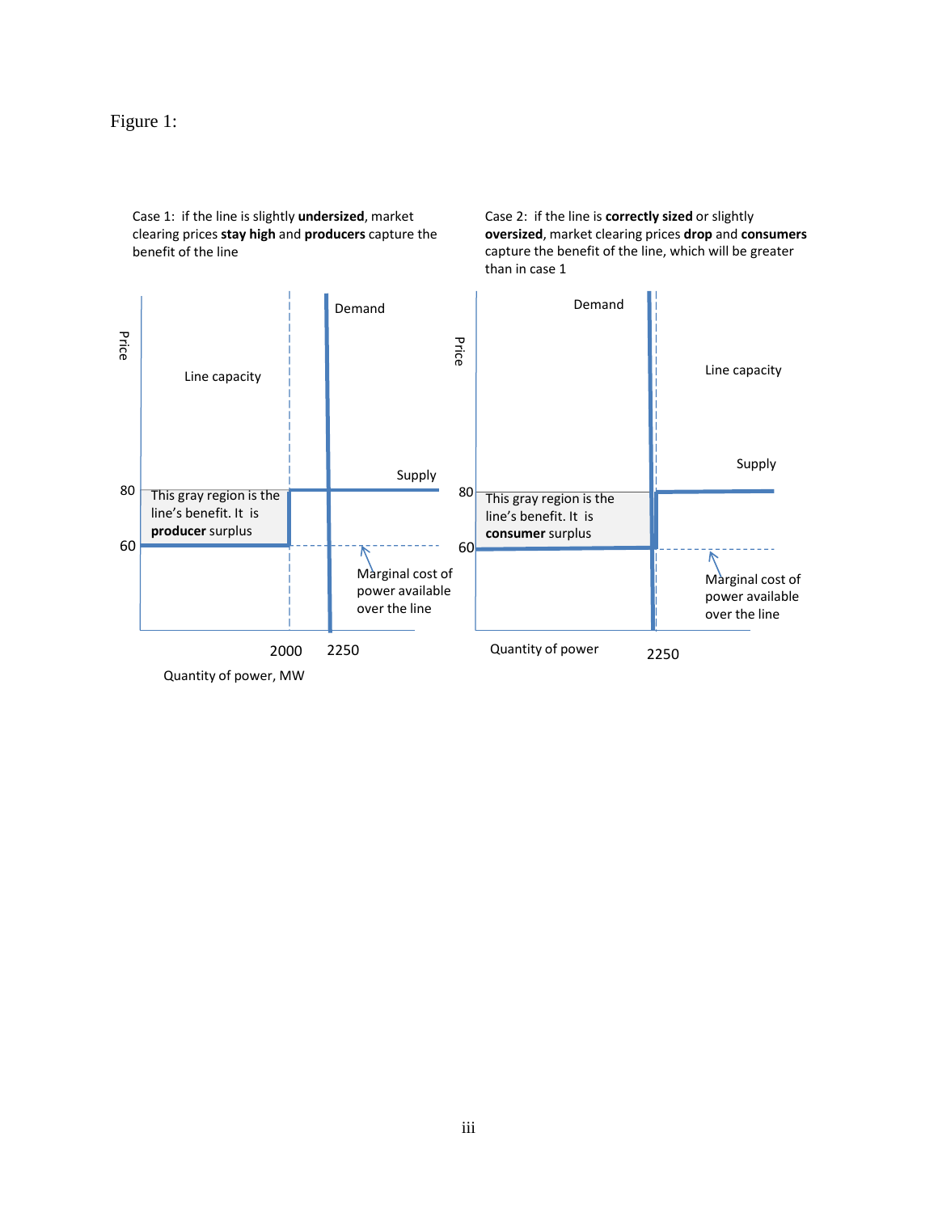Figure 1:

Case 1: if the line is slightly **undersized**, market clearing prices **stay high** and **producers** capture the benefit of the line

Price

Demand

Line capacity

Supply

80

60

This gray region is the line's benefit. It is **producer** surplus

Marginal cost of power available over the line

2000

2250

Quantity of power, MW

Case 2: if the line is **correctly sized** or slightly **oversized**, market clearing prices **drop** and **consumers** capture the benefit of the line, which will be greater than in case 1

Price

Demand

Line capacity

Supply

80

60

This gray region is the line's benefit. It is **consumer** surplus

Marginal cost of power available over the line

Quantity of power

2250